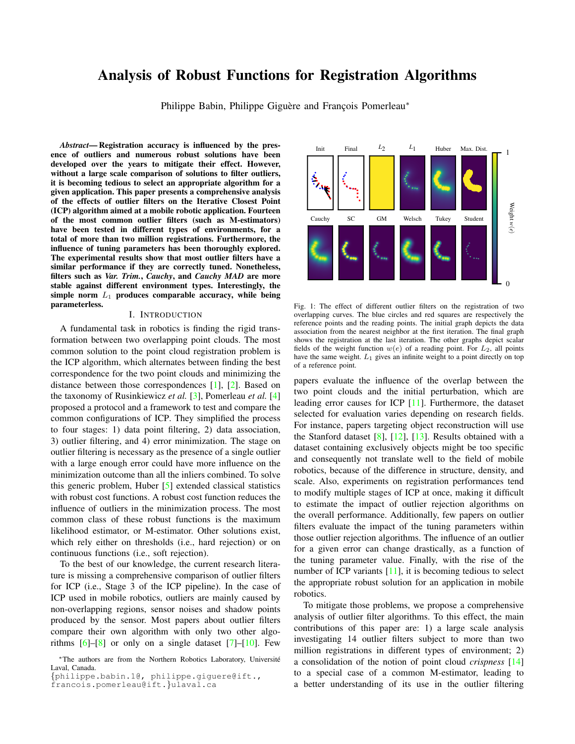# Analysis of Robust Functions for Registration Algorithms

Philippe Babin, Philippe Giguère and François Pomerleau*

***Abstract*— Registration accuracy is influenced by the presence of outliers and numerous robust solutions have been developed over the years to mitigate their effect. However, without a large scale comparison of solutions to filter outliers, it is becoming tedious to select an appropriate algorithm for a given application. This paper presents a comprehensive analysis of the effects of outlier filters on the Iterative Closest Point (ICP) algorithm aimed at a mobile robotic application. Fourteen of the most common outlier filters (such as M-estimators) have been tested in different types of environments, for a total of more than two million registrations. Furthermore, the influence of tuning parameters has been thoroughly explored. The experimental results show that most outlier filters have a similar performance if they are correctly tuned. Nonetheless, filters such as *Var. Trim.*, *Cauchy*, and *Cauchy MAD* are more stable against different environment types. Interestingly, the simple norm $L_1$ produces comparable accuracy, while being parameterless.**

## I. Introduction

A fundamental task in robotics is finding the rigid transformation between two overlapping point clouds. The most common solution to the point cloud registration problem is the ICP algorithm, which alternates between finding the best correspondence for the two point clouds and minimizing the distance between those correspondences [1], [2]. Based on the taxonomy of Rusinkiewicz *et al.* [3], Pomerleau *et al.* [4] proposed a protocol and a framework to test and compare the common configurations of ICP. They simplified the process to four stages: 1) data point filtering, 2) data association, 3) outlier filtering, and 4) error minimization. The stage on outlier filtering is necessary as the presence of a single outlier with a large enough error could have more influence on the minimization outcome than all the inliers combined. To solve this generic problem, Huber [5] extended classical statistics with robust cost functions. A robust cost function reduces the influence of outliers in the minimization process. The most common class of these robust functions is the maximum likelihood estimator, or M-estimator. Other solutions exist, which rely either on thresholds (i.e., hard rejection) or on continuous functions (i.e., soft rejection).

To the best of our knowledge, the current research literature is missing a comprehensive comparison of outlier filters for ICP (i.e., Stage 3 of the ICP pipeline). In the case of ICP used in mobile robotics, outliers are mainly caused by non-overlapping regions, sensor noises and shadow points produced by the sensor. Most papers about outlier filters compare their own algorithm with only two other algorithms [6]–[8] or only on a single dataset [7]–[10]. Few papers evaluate the influence of the overlap between the two point clouds and the initial perturbation, which are leading error causes for ICP [11]. Furthermore, the dataset selected for evaluation varies depending on research fields. For instance, papers targeting object reconstruction will use the Stanford dataset [8], [12], [13]. Results obtained with a dataset containing exclusively objects might be too specific and consequently not translate well to the field of mobile robotics, because of the difference in structure, density, and scale. Also, experiments on registration performances tend to modify multiple stages of ICP at once, making it difficult to estimate the impact of outlier rejection algorithms on the overall performance. Additionally, few papers on outlier filters evaluate the impact of the tuning parameters within those outlier rejection algorithms. The influence of an outlier for a given error can change drastically, as a function of the tuning parameter value. Finally, with the rise of the number of ICP variants [11], it is becoming tedious to select the appropriate robust solution for an application in mobile robotics.

Fig. 1: The effect of different outlier filters on the registration of two overlapping curves. The blue circles and red squares are respectively the reference points and the reading points. The initial graph depicts the data association from the nearest neighbor at the first iteration. The final graph shows the registration at the last iteration. The other graphs depict scalar fields of the weight function $w(e)$ of a reading point. For $L_2$, all points have the same weight. $L_1$ gives an infinite weight to a point directly on top of a reference point.

To mitigate those problems, we propose a comprehensive analysis of outlier filter algorithms. To this effect, the main contributions of this paper are: 1) a large scale analysis investigating 14 outlier filters subject to more than two million registrations in different types of environment; 2) a consolidation of the notion of point cloud *crispness* [14] to a special case of a common M-estimator, leading to a better understanding of its use in the outlier filtering

*The authors are from the Northern Robotics Laboratory, Université Laval, Canada. {philippe.babin.1@, philippe.giguere@ift., francois.pomerleau@ift.}ulaval.ca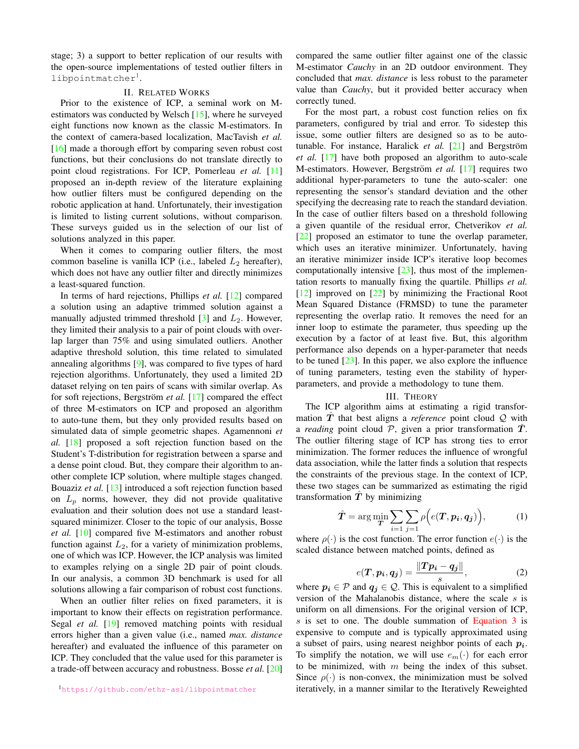stage; 3) a support to better replication of our results with the open-source implementations of tested outlier filters in `libpointmatcher`[1].

## II. Related Works

Prior to the existence of ICP, a seminal work on M-estimators was conducted by Welsch [15], where he surveyed eight functions now known as the classic M-estimators. In the context of camera-based localization, MacTavish *et al.* [16] made a thorough effort by comparing seven robust cost functions, but their conclusions do not translate directly to point cloud registrations. For ICP, Pomerleau *et al.* [11] proposed an in-depth review of the literature explaining how outlier filters must be configured depending on the robotic application at hand. Unfortunately, their investigation is limited to listing current solutions, without comparison. These surveys guided us in the selection of our list of solutions analyzed in this paper.

When it comes to comparing outlier filters, the most common baseline is vanilla ICP (i.e., labeled $L_2$ hereafter), which does not have any outlier filter and directly minimizes a least-squared function.

In terms of hard rejections, Phillips *et al.* [12] compared a solution using an adaptive trimmed solution against a manually adjusted trimmed threshold [3] and $L_2$. However, they limited their analysis to a pair of point clouds with overlap larger than 75% and using simulated outliers. Another adaptive threshold solution, this time related to simulated annealing algorithms [9], was compared to five types of hard rejection algorithms. Unfortunately, they used a limited 2D dataset relying on ten pairs of scans with similar overlap. As for soft rejections, Bergström *et al.* [17] compared the effect of three M-estimators on ICP and proposed an algorithm to auto-tune them, but they only provided results based on simulated data of simple geometric shapes. Agamennoni *et al.* [18] proposed a soft rejection function based on the Student's T-distribution for registration between a sparse and a dense point cloud. But, they compare their algorithm to another complete ICP solution, where multiple stages changed. Bouaziz *et al.* [13] introduced a soft rejection function based on $L_p$ norms, however, they did not provide qualitative evaluation and their solution does not use a standard least-squared minimizer. Closer to the topic of our analysis, Bosse *et al.* [10] compared five M-estimators and another robust function against $L_2$, for a variety of minimization problems, one of which was ICP. However, the ICP analysis was limited to examples relying on a single 2D pair of point clouds. In our analysis, a common 3D benchmark is used for all solutions allowing a fair comparison of robust cost functions.

When an outlier filter relies on fixed parameters, it is important to know their effects on registration performance. Segal *et al.* [19] removed matching points with residual errors higher than a given value (i.e., named *max. distance* hereafter) and evaluated the influence of this parameter on ICP. They concluded that the value used for this parameter is a trade-off between accuracy and robustness. Bosse *et al.* [20] compared the same outlier filter against one of the classic M-estimator *Cauchy* in an 2D outdoor environment. They concluded that *max. distance* is less robust to the parameter value than *Cauchy*, but it provided better accuracy when correctly tuned.

For the most part, a robust cost function relies on fix parameters, configured by trial and error. To sidestep this issue, some outlier filters are designed so as to be auto-tunable. For instance, Haralick *et al.* [21] and Bergström *et al.* [17] have both proposed an algorithm to auto-scale M-estimators. However, Bergström *et al.* [17] requires two additional hyper-parameters to tune the auto-scaler: one representing the sensor's standard deviation and the other specifying the decreasing rate to reach the standard deviation. In the case of outlier filters based on a threshold following a given quantile of the residual error, Chetverikov *et al.* [22] proposed an estimator to tune the overlap parameter, which uses an iterative minimizer. Unfortunately, having an iterative minimizer inside ICP's iterative loop becomes computationally intensive [23], thus most of the implementation resorts to manually fixing the quartile. Phillips *et al.* [12] improved on [22] by minimizing the Fractional Root Mean Squared Distance (FRMSD) to tune the parameter representing the overlap ratio. It removes the need for an inner loop to estimate the parameter, thus speeding up the execution by a factor of at least five. But, this algorithm performance also depends on a hyper-parameter that needs to be tuned [23]. In this paper, we also explore the influence of tuning parameters, testing even the stability of hyper-parameters, and provide a methodology to tune them.

## III. Theory

The ICP algorithm aims at estimating a rigid transformation $\hat{\boldsymbol{T}}$ that best aligns a *reference* point cloud $\mathcal{Q}$ with a *reading* point cloud $\mathcal{P}$, given a prior transformation $\check{\boldsymbol{T}}$. The outlier filtering stage of ICP has strong ties to error minimization. The former reduces the influence of wrongful data association, while the latter finds a solution that respects the constraints of the previous stage. In the context of ICP, these two stages can be summarized as estimating the rigid transformation $\hat{\boldsymbol{T}}$ by minimizing

$$\hat{\boldsymbol{T}} = \arg\min_{\boldsymbol{T}} \sum_{i=1} \sum_{j=1} \rho\Big(e(\boldsymbol{T}, \boldsymbol{p_i}, \boldsymbol{q_j})\Big), \tag{1}$$

where $\rho(\cdot)$ is the cost function. The error function $e(\cdot)$ is the scaled distance between matched points, defined as

$$e(\boldsymbol{T}, \boldsymbol{p_i}, \boldsymbol{q_j}) = \frac{\|\boldsymbol{T}\boldsymbol{p_i} - \boldsymbol{q_j}\|}{s}, \tag{2}$$

where $\boldsymbol{p_i} \in \mathcal{P}$ and $\boldsymbol{q_j} \in \mathcal{Q}$. This is equivalent to a simplified version of the Mahalanobis distance, where the scale $s$ is uniform on all dimensions. For the original version of ICP, $s$ is set to one. The double summation of Equation 3 is expensive to compute and is typically approximated using a subset of pairs, using nearest neighbor points of each $\boldsymbol{p_i}$. To simplify the notation, we will use $e_m(\cdot)$ for each error to be minimized, with $m$ being the index of this subset. Since $\rho(\cdot)$ is non-convex, the minimization must be solved iteratively, in a manner similar to the Iteratively Reweighted

[1] https://github.com/ethz-asl/libpointmatcher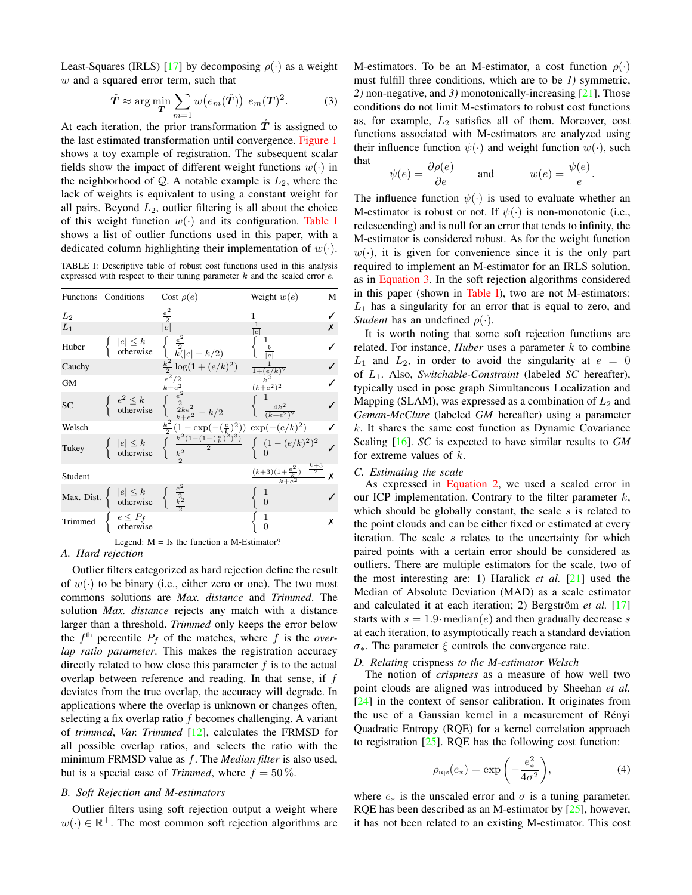Least-Squares (IRLS) [17] by decomposing $\rho(\cdot)$ as a weight $w$ and a squared error term, such that

$$\hat{\boldsymbol{T}} \approx \arg\min_{\boldsymbol{T}} \sum_{m=1} w\big(e_m(\check{\boldsymbol{T}})\big)\; e_m(\boldsymbol{T})^2. \tag{3}$$

At each iteration, the prior transformation $\check{\boldsymbol{T}}$ is assigned to the last estimated transformation until convergence. Figure 1 shows a toy example of registration. The subsequent scalar fields show the impact of different weight functions $w(\cdot)$ in the neighborhood of $\mathcal{Q}$. A notable example is $L_2$, where the lack of weights is equivalent to using a constant weight for all pairs. Beyond $L_2$, outlier filtering is all about the choice of this weight function $w(\cdot)$ and its configuration. Table I shows a list of outlier functions used in this paper, with a dedicated column highlighting their implementation of $w(\cdot)$.

TABLE I: Descriptive table of robust cost functions used in this analysis expressed with respect to their tuning parameter $k$ and the scaled error $e$.

| Functions | Conditions | Cost $\rho(e)$ | Weight $w(e)$ | M |
|---|---|---|---|---|
| $L_2$ | | $\frac{e^2}{2}$ | $1$ | ✓ |
| $L_1$ | | $\lvert e\rvert$ | $\frac{1}{\lvert e\rvert}$ | ✗ |
| Huber | $\lvert e\rvert \le k$ / otherwise | $\frac{e^2}{2}$ / $k(\lvert e\rvert - k/2)$ | $1$ / $\frac{k}{\lvert e\rvert}$ | ✓ |
| Cauchy | | $\frac{k^2}{2}\log(1+(e/k)^2)$ | $\frac{1}{1+(e/k)^2}$ | ✓ |
| GM | | $\frac{e^2/2}{k+e^2}$ | $\frac{k^2}{(k+e^2)^2}$ | ✓ |
| SC | $e^2 \le k$ / otherwise | $\frac{e^2}{2}$ / $\frac{2ke^2}{k+e^2} - k/2$ | $1$ / $\frac{4k^2}{(k+e^2)^2}$ | ✓ |
| Welsch | | $\frac{k^2}{2}(1-\exp(-(\frac{e}{k})^2))$ | $\exp(-(e/k)^2)$ | ✓ |
| Tukey | $\lvert e\rvert \le k$ / otherwise | $\frac{k^2(1-(1-(\frac{e}{k})^2)^3)}{2}$ / $\frac{k^2}{2}$ | $(1-(e/k)^2)^2$ / $0$ | ✓ |
| Student | | | $\frac{(k+3)(1+\frac{e^2}{k})^{-\frac{k+3}{2}}}{k+e^2}$ | ✗ |
| Max. Dist. | $\lvert e\rvert \le k$ / otherwise | $\frac{e^2}{2}$ / $\frac{k^2}{2}$ | $1$ / $0$ | ✓ |
| Trimmed | $e \le P_f$ / otherwise | | $1$ / $0$ | ✗ |

Legend: M = Is the function a M-Estimator?

### A. Hard rejection

Outlier filters categorized as hard rejection define the result of $w(\cdot)$ to be binary (i.e., either zero or one). The two most commons solutions are *Max. distance* and *Trimmed*. The solution *Max. distance* rejects any match with a distance larger than a threshold. *Trimmed* only keeps the error below the $f^{\text{th}}$ percentile $P_f$ of the matches, where $f$ is the *overlap ratio parameter*. This makes the registration accuracy directly related to how close this parameter $f$ is to the actual overlap between reference and reading. In that sense, if $f$ deviates from the true overlap, the accuracy will degrade. In applications where the overlap is unknown or changes often, selecting a fix overlap ratio $f$ becomes challenging. A variant of *trimmed*, *Var. Trimmed* [12], calculates the FRMSD for all possible overlap ratios, and selects the ratio with the minimum FRMSD value as $f$. The *Median filter* is also used, but is a special case of *Trimmed*, where $f = 50\,\%$.

### B. Soft Rejection and M-estimators

Outlier filters using soft rejection output a weight where $w(\cdot) \in \mathbb{R}^+$. The most common soft rejection algorithms are M-estimators. To be an M-estimator, a cost function $\rho(\cdot)$ must fulfill three conditions, which are to be *1)* symmetric, *2)* non-negative, and *3)* monotonically-increasing [21]. Those conditions do not limit M-estimators to robust cost functions as, for example, $L_2$ satisfies all of them. Moreover, cost functions associated with M-estimators are analyzed using their influence function $\psi(\cdot)$ and weight function $w(\cdot)$, such that

$$\psi(e) = \frac{\partial\rho(e)}{\partial e} \qquad \text{and} \qquad w(e) = \frac{\psi(e)}{e}.$$

The influence function $\psi(\cdot)$ is used to evaluate whether an M-estimator is robust or not. If $\psi(\cdot)$ is non-monotonic (i.e., redescending) and is null for an error that tends to infinity, the M-estimator is considered robust. As for the weight function $w(\cdot)$, it is given for convenience since it is the only part required to implement an M-estimator for an IRLS solution, as in Equation 3. In the soft rejection algorithms considered in this paper (shown in Table I), two are not M-estimators: $L_1$ has a singularity for an error that is equal to zero, and *Student* has an undefined $\rho(\cdot)$.

It is worth noting that some soft rejection functions are related. For instance, *Huber* uses a parameter $k$ to combine $L_1$ and $L_2$, in order to avoid the singularity at $e = 0$ of $L_1$. Also, *Switchable-Constraint* (labeled *SC* hereafter), typically used in pose graph Simultaneous Localization and Mapping (SLAM), was expressed as a combination of $L_2$ and *Geman-McClure* (labeled *GM* hereafter) using a parameter $k$. It shares the same cost function as Dynamic Covariance Scaling [16]. *SC* is expected to have similar results to *GM* for extreme values of $k$.

### C. Estimating the scale

As expressed in Equation 2, we used a scaled error in our ICP implementation. Contrary to the filter parameter $k$, which should be globally constant, the scale $s$ is related to the point clouds and can be either fixed or estimated at every iteration. The scale $s$ relates to the uncertainty for which paired points with a certain error should be considered as outliers. There are multiple estimators for the scale, two of the most interesting are: 1) Haralick *et al.* [21] used the Median of Absolute Deviation (MAD) as a scale estimator and calculated it at each iteration; 2) Bergström *et al.* [17] starts with $s = 1.9 \cdot \text{median}(e)$ and then gradually decrease $s$ at each iteration, to asymptotically reach a standard deviation $\sigma_*$. The parameter $\xi$ controls the convergence rate.

### D. Relating *crispness* to the M-estimator Welsch

The notion of *crispness* as a measure of how well two point clouds are aligned was introduced by Sheehan *et al.* [24] in the context of sensor calibration. It originates from the use of a Gaussian kernel in a measurement of Rényi Quadratic Entropy (RQE) for a kernel correlation approach to registration [25]. RQE has the following cost function:

$$\rho_{\text{rqe}}(e_*) = \exp\left(-\frac{e_*^2}{4\sigma^2}\right), \tag{4}$$

where $e_*$ is the unscaled error and $\sigma$ is a tuning parameter. RQE has been described as an M-estimator by [25], however, it has not been related to an existing M-estimator. This cost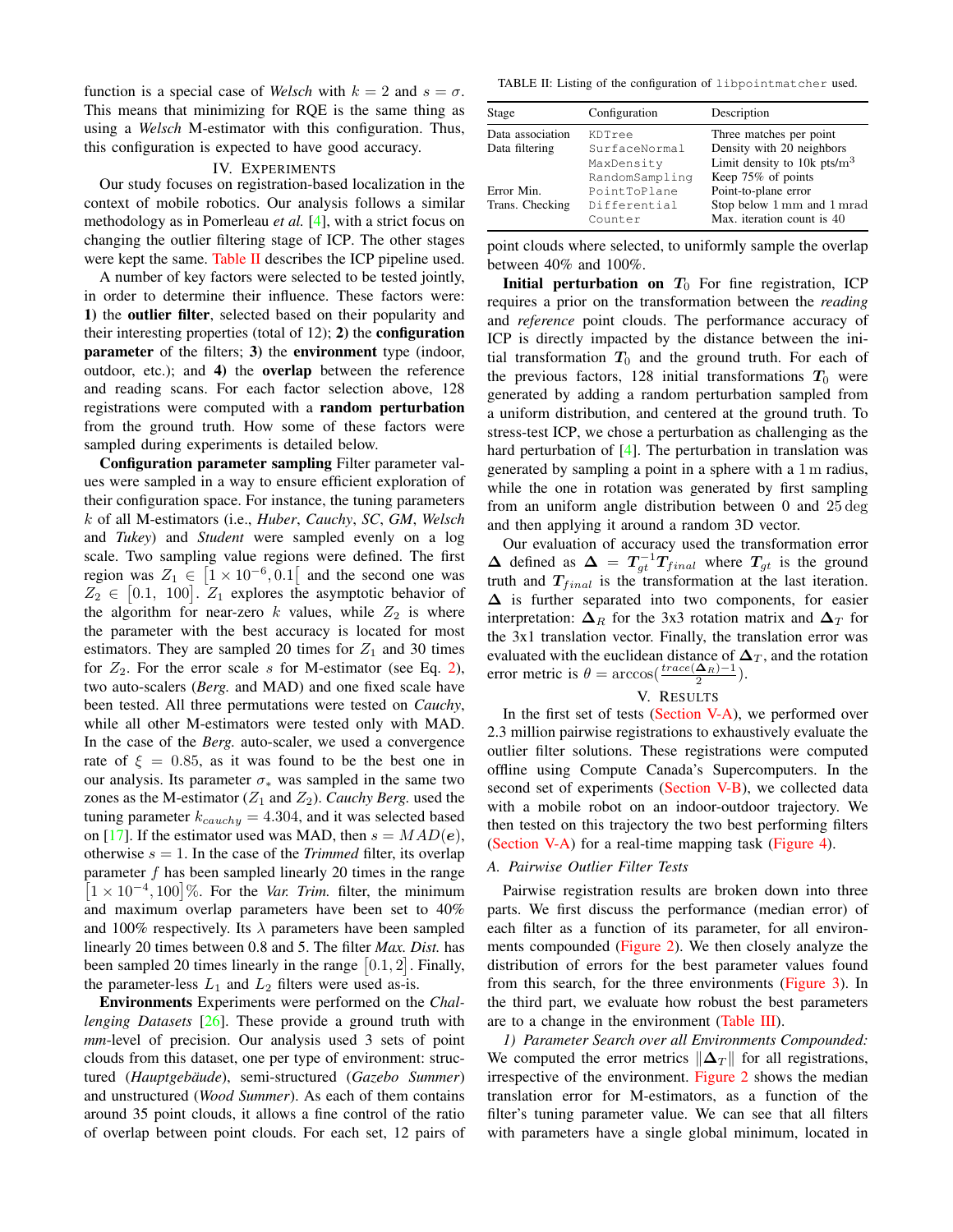function is a special case of *Welsch* with $k = 2$ and $s = \sigma$. This means that minimizing for RQE is the same thing as using a *Welsch* M-estimator with this configuration. Thus, this configuration is expected to have good accuracy.

## IV. Experiments

Our study focuses on registration-based localization in the context of mobile robotics. Our analysis follows a similar methodology as in Pomerleau *et al.* [4], with a strict focus on changing the outlier filtering stage of ICP. The other stages were kept the same. Table II describes the ICP pipeline used.

A number of key factors were selected to be tested jointly, in order to determine their influence. These factors were: **1)** the **outlier filter**, selected based on their popularity and their interesting properties (total of 12); **2)** the **configuration parameter** of the filters; **3)** the **environment** type (indoor, outdoor, etc.); and **4)** the **overlap** between the reference and reading scans. For each factor selection above, 128 registrations were computed with a **random perturbation** from the ground truth. How some of these factors were sampled during experiments is detailed below.

**Configuration parameter sampling** Filter parameter values were sampled in a way to ensure efficient exploration of their configuration space. For instance, the tuning parameters $k$ of all M-estimators (i.e., *Huber*, *Cauchy*, *SC*, *GM*, *Welsch* and *Tukey*) and *Student* were sampled evenly on a log scale. Two sampling value regions were defined. The first region was $Z_1 \in \left[1 \times 10^{-6}, 0.1\right[$ and the second one was $Z_2 \in \left[0.1,\ 100\right]$. $Z_1$ explores the asymptotic behavior of the algorithm for near-zero $k$ values, while $Z_2$ is where the parameter with the best accuracy is located for most estimators. They are sampled 20 times for $Z_1$ and 30 times for $Z_2$. For the error scale $s$ for M-estimator (see Eq. 2), two auto-scalers (*Berg.* and MAD) and one fixed scale have been tested. All three permutations were tested on *Cauchy*, while all other M-estimators were tested only with MAD. In the case of the ***Berg.*** auto-scaler, we used a convergence rate of $\xi = 0.85$, as it was found to be the best one in our analysis. Its parameter $\sigma_*$ was sampled in the same two zones as the M-estimator ($Z_1$ and $Z_2$). *Cauchy Berg.* used the tuning parameter $k_{cauchy} = 4.304$, and it was selected based on [17]. If the estimator used was MAD, then $s = MAD(\boldsymbol{e})$, otherwise $s = 1$. In the case of the *Trimmed* filter, its overlap parameter $f$ has been sampled linearly 20 times in the range $\left[1 \times 10^{-4}, 100\right]\%$. For the *Var. Trim.* filter, the minimum and maximum overlap parameters have been set to 40% and 100% respectively. Its $\lambda$ parameters have been sampled linearly 20 times between 0.8 and 5. The filter *Max. Dist.* has been sampled 20 times linearly in the range $\left[0.1, 2\right]$. Finally, the parameter-less $L_1$ and $L_2$ filters were used as-is.

**Environments** Experiments were performed on the *Challenging Datasets* [26]. These provide a ground truth with *mm*-level of precision. Our analysis used 3 sets of point clouds from this dataset, one per type of environment: structured (*Hauptgebäude*), semi-structured (*Gazebo Summer*) and unstructured (*Wood Summer*). As each of them contains around 35 point clouds, it allows a fine control of the ratio of overlap between point clouds. For each set, 12 pairs of point clouds where selected, to uniformly sample the overlap between 40% and 100%.

TABLE II: Listing of the configuration of libpointmatcher used.

| Stage | Configuration | Description |
|---|---|---|
| Data association | KDTree | Three matches per point |
| Data filtering | SurfaceNormal | Density with 20 neighbors |
| | MaxDensity | Limit density to 10k pts/m$^3$ |
| | RandomSampling | Keep 75% of points |
| Error Min. | PointToPlane | Point-to-plane error |
| Trans. Checking | Differential | Stop below 1 mm and 1 mrad |
| | Counter | Max. iteration count is 40 |

**Initial perturbation on $\boldsymbol{T}_0$** For fine registration, ICP requires a prior on the transformation between the *reading* and *reference* point clouds. The performance accuracy of ICP is directly impacted by the distance between the initial transformation $\boldsymbol{T}_0$ and the ground truth. For each of the previous factors, 128 initial transformations $\boldsymbol{T}_0$ were generated by adding a random perturbation sampled from a uniform distribution, and centered at the ground truth. To stress-test ICP, we chose a perturbation as challenging as the hard perturbation of [4]. The perturbation in translation was generated by sampling a point in a sphere with a 1 m radius, while the one in rotation was generated by first sampling from an uniform angle distribution between 0 and 25 deg and then applying it around a random 3D vector.

Our evaluation of accuracy used the transformation error $\boldsymbol{\Delta}$ defined as $\boldsymbol{\Delta} = \boldsymbol{T}_{gt}^{-1}\boldsymbol{T}_{final}$ where $\boldsymbol{T}_{gt}$ is the ground truth and $\boldsymbol{T}_{final}$ is the transformation at the last iteration. $\boldsymbol{\Delta}$ is further separated into two components, for easier interpretation: $\boldsymbol{\Delta}_R$ for the 3x3 rotation matrix and $\boldsymbol{\Delta}_T$ for the 3x1 translation vector. Finally, the translation error was evaluated with the euclidean distance of $\boldsymbol{\Delta}_T$, and the rotation error metric is $\theta = \arccos(\frac{trace(\boldsymbol{\Delta}_R)-1}{2})$.

## V. Results

In the first set of tests (Section V-A), we performed over 2.3 million pairwise registrations to exhaustively evaluate the outlier filter solutions. These registrations were computed offline using Compute Canada's Supercomputers. In the second set of experiments (Section V-B), we collected data with a mobile robot on an indoor-outdoor trajectory. We then tested on this trajectory the two best performing filters (Section V-A) for a real-time mapping task (Figure 4).

### A. Pairwise Outlier Filter Tests

Pairwise registration results are broken down into three parts. We first discuss the performance (median error) of each filter as a function of its parameter, for all environments compounded (Figure 2). We then closely analyze the distribution of errors for the best parameter values found from this search, for the three environments (Figure 3). In the third part, we evaluate how robust the best parameters are to a change in the environment (Table III).

*1) Parameter Search over all Environments Compounded:* We computed the error metrics $\|\boldsymbol{\Delta}_T\|$ for all registrations, irrespective of the environment. Figure 2 shows the median translation error for M-estimators, as a function of the filter's tuning parameter value. We can see that all filters with parameters have a single global minimum, located in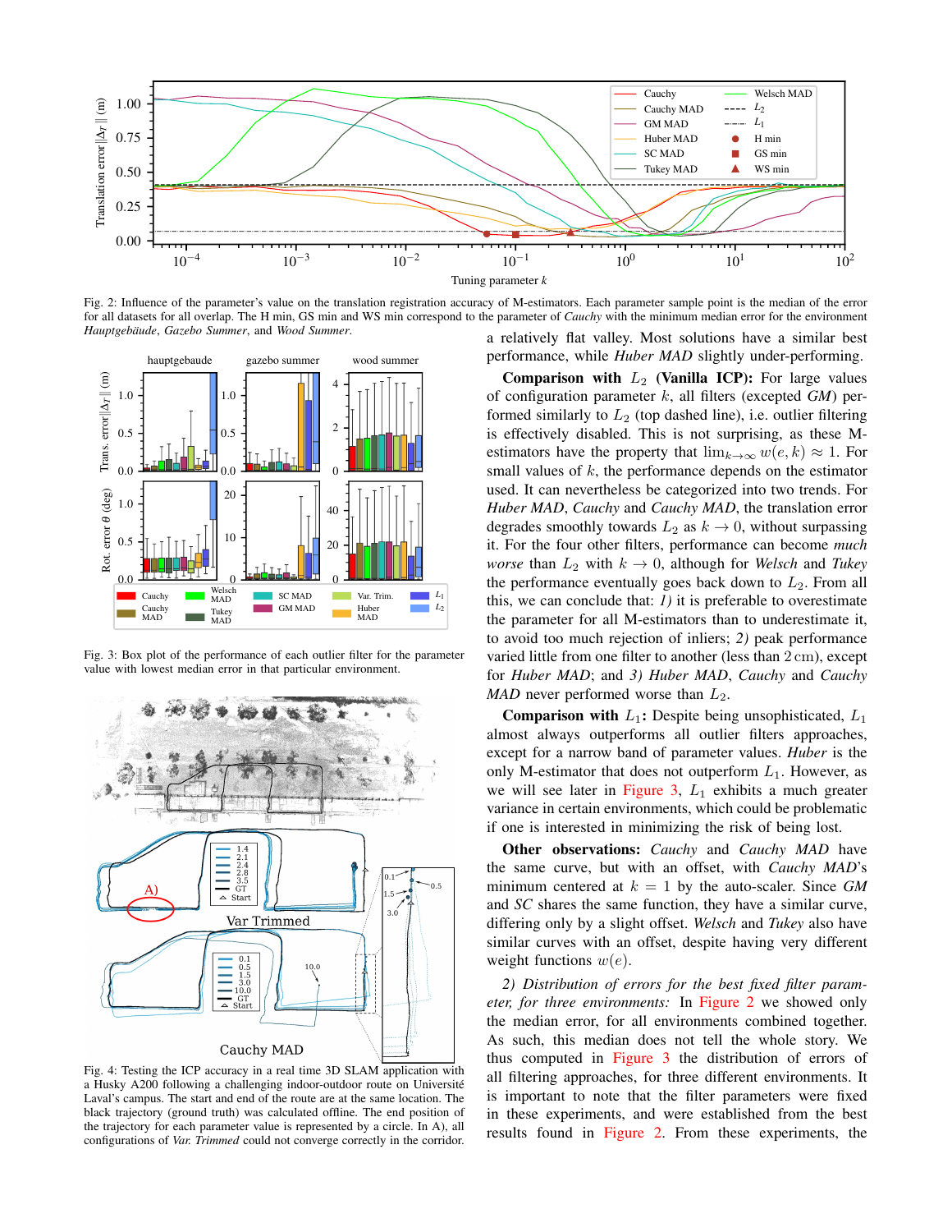Fig. 2: Influence of the parameter's value on the translation registration accuracy of M-estimators. Each parameter sample point is the median of the error for all datasets for all overlap. The H min, GS min and WS min correspond to the parameter of *Cauchy* with the minimum median error for the environment *Hauptgebäude*, *Gazebo Summer*, and *Wood Summer*.

Fig. 3: Box plot of the performance of each outlier filter for the parameter value with lowest median error in that particular environment.

Fig. 4: Testing the ICP accuracy in a real time 3D SLAM application with a Husky A200 following a challenging indoor-outdoor route on Université Laval's campus. The start and end of the route are at the same location. The black trajectory (ground truth) was calculated offline. The end position of the trajectory for each parameter value is represented by a circle. In A), all configurations of *Var. Trimmed* could not converge correctly in the corridor.

a relatively flat valley. Most solutions have a similar best performance, while *Huber MAD* slightly under-performing.

**Comparison with $L_2$ (Vanilla ICP):** For large values of configuration parameter $k$, all filters (excepted *GM*) performed similarly to $L_2$ (top dashed line), i.e. outlier filtering is effectively disabled. This is not surprising, as these M-estimators have the property that $\lim_{k\to\infty} w(e,k) \approx 1$. For small values of $k$, the performance depends on the estimator used. It can nevertheless be categorized into two trends. For *Huber MAD*, *Cauchy* and *Cauchy MAD*, the translation error degrades smoothly towards $L_2$ as $k \to 0$, without surpassing it. For the four other filters, performance can become *much worse* than $L_2$ with $k \to 0$, although for *Welsch* and *Tukey* the performance eventually goes back down to $L_2$. From all this, we can conclude that: *1)* it is preferable to overestimate the parameter for all M-estimators than to underestimate it, to avoid too much rejection of inliers; *2)* peak performance varied little from one filter to another (less than 2 cm), except for *Huber MAD*; and *3) Huber MAD*, *Cauchy* and *Cauchy MAD* never performed worse than $L_2$.

**Comparison with $L_1$:** Despite being unsophisticated, $L_1$ almost always outperforms all outlier filters approaches, except for a narrow band of parameter values. *Huber* is the only M-estimator that does not outperform $L_1$. However, as we will see later in Figure 3, $L_1$ exhibits a much greater variance in certain environments, which could be problematic if one is interested in minimizing the risk of being lost.

**Other observations:** *Cauchy* and *Cauchy MAD* have the same curve, but with an offset, with *Cauchy MAD*'s minimum centered at $k = 1$ by the auto-scaler. Since *GM* and *SC* shares the same function, they have a similar curve, differing only by a slight offset. *Welsch* and *Tukey* also have similar curves with an offset, despite having very different weight functions $w(e)$.

*2) Distribution of errors for the best fixed filter parameter, for three environments:* In Figure 2 we showed only the median error, for all environments combined together. As such, this median does not tell the whole story. We thus computed in Figure 3 the distribution of errors of all filtering approaches, for three different environments. It is important to note that the filter parameters were fixed in these experiments, and were established from the best results found in Figure 2. From these experiments, the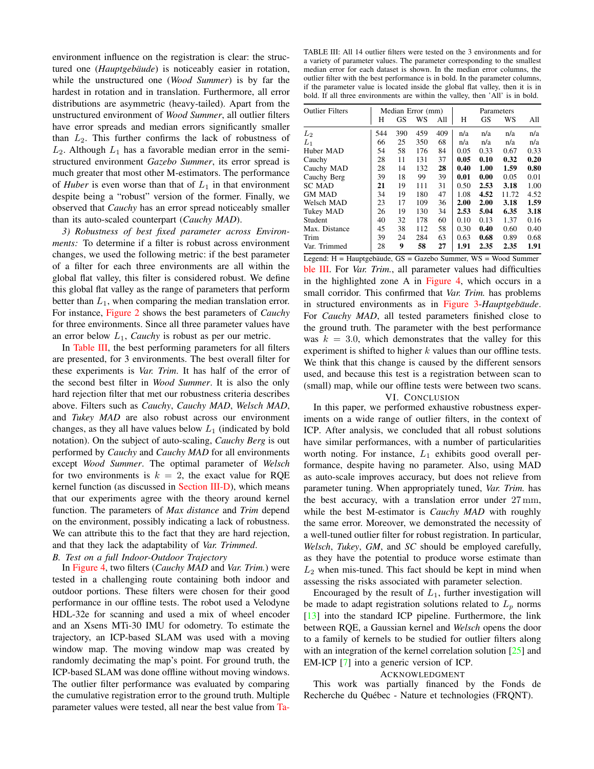environment influence on the registration is clear: the structured one (*Hauptgebäude*) is noticeably easier in rotation, while the unstructured one (*Wood Summer*) is by far the hardest in rotation and in translation. Furthermore, all error distributions are asymmetric (heavy-tailed). Apart from the unstructured environment of *Wood Summer*, all outlier filters have error spreads and median errors significantly smaller than $L_2$. This further confirms the lack of robustness of $L_2$. Although $L_1$ has a favorable median error in the semi-structured environment *Gazebo Summer*, its error spread is much greater that most other M-estimators. The performance of *Huber* is even worse than that of $L_1$ in that environment despite being a "robust" version of the former. Finally, we observed that *Cauchy* has an error spread noticeably smaller than its auto-scaled counterpart (*Cauchy MAD*).

*3) Robustness of best fixed parameter across Environments:* To determine if a filter is robust across environment changes, we used the following metric: if the best parameter of a filter for each three environments are all within the global flat valley, this filter is considered robust. We define this global flat valley as the range of parameters that perform better than $L_1$, when comparing the median translation error. For instance, Figure 2 shows the best parameters of *Cauchy* for three environments. Since all three parameter values have an error below $L_1$, *Cauchy* is robust as per our metric.

In Table III, the best performing parameters for all filters are presented, for 3 environments. The best overall filter for these experiments is *Var. Trim*. It has half of the error of the second best filter in *Wood Summer*. It is also the only hard rejection filter that met our robustness criteria describes above. Filters such as *Cauchy*, *Cauchy MAD*, *Welsch MAD*, and *Tukey MAD* are also robust across our environment changes, as they all have values below $L_1$ (indicated by bold notation). On the subject of auto-scaling, *Cauchy Berg* is out performed by *Cauchy* and *Cauchy MAD* for all environments except *Wood Summer*. The optimal parameter of *Welsch* for two environments is $k = 2$, the exact value for RQE kernel function (as discussed in Section III-D), which means that our experiments agree with the theory around kernel function. The parameters of *Max distance* and *Trim* depend on the environment, possibly indicating a lack of robustness. We can attribute this to the fact that they are hard rejection, and that they lack the adaptability of *Var. Trimmed*.

TABLE III: All 14 outlier filters were tested on the 3 environments and for a variety of parameter values. The parameter corresponding to the smallest median error for each dataset is shown. In the median error columns, the outlier filter with the best performance is in bold. In the parameter columns, if the parameter value is located inside the global flat valley, then it is in bold. If all three environments are within the valley, then 'All' is in bold.

| Outlier Filters | Median Error (mm) | | | | Parameters | | | |
|---|---|---|---|---|---|---|---|---|
| | H | GS | WS | All | H | GS | WS | All |
| $L_2$ | 544 | 390 | 459 | 409 | n/a | n/a | n/a | n/a |
| $L_1$ | 66 | 25 | 350 | 68 | n/a | n/a | n/a | n/a |
| Huber MAD | 54 | 58 | 176 | 84 | 0.05 | 0.33 | 0.67 | 0.33 |
| Cauchy | 28 | 11 | 131 | 37 | **0.05** | **0.10** | **0.32** | **0.20** |
| Cauchy MAD | 28 | 14 | 132 | **28** | **0.40** | **1.00** | **1.59** | **0.80** |
| Cauchy Berg | 39 | 18 | 99 | 39 | **0.01** | **0.00** | 0.05 | 0.01 |
| SC MAD | **21** | 19 | 111 | 31 | 0.50 | **2.53** | **3.18** | 1.00 |
| GM MAD | 34 | 19 | 180 | 47 | 1.08 | **4.52** | 11.72 | 4.52 |
| Welsch MAD | 23 | 17 | 109 | 36 | **2.00** | **2.00** | **3.18** | **1.59** |
| Tukey MAD | 26 | 19 | 130 | 34 | **2.53** | **5.04** | **6.35** | **3.18** |
| Student | 40 | 32 | 178 | 60 | 0.10 | 0.13 | 1.37 | 0.16 |
| Max. Distance | 45 | 38 | 112 | 58 | 0.30 | **0.40** | 0.60 | 0.40 |
| Trim | 39 | 24 | 284 | 63 | 0.63 | **0.68** | 0.89 | 0.68 |
| Var. Trimmed | 28 | **9** | **58** | 27 | **1.91** | **2.35** | **2.35** | **1.91** |

Legend: H = Hauptgebäude, GS = Gazebo Summer, WS = Wood Summer

## B. Test on a full Indoor-Outdoor Trajectory

In Figure 4, two filters (*Cauchy MAD* and *Var. Trim.*) were tested in a challenging route containing both indoor and outdoor portions. These filters were chosen for their good performance in our offline tests. The robot used a Velodyne HDL-32e for scanning and used a mix of wheel encoder and an Xsens MTi-30 IMU for odometry. To estimate the trajectory, an ICP-based SLAM was used with a moving window map. The moving window map was created by randomly decimating the map's point. For ground truth, the ICP-based SLAM was done offline without moving windows. The outlier filter performance was evaluated by comparing the cumulative registration error to the ground truth. Multiple parameter values were tested, all near the best value from Table III. For *Var. Trim.*, all parameter values had difficulties in the highlighted zone A in Figure 4, which occurs in a small corridor. This confirmed that *Var. Trim.* has problems in structured environments as in Figure 3-*Hauptgebäude*. For *Cauchy MAD*, all tested parameters finished close to the ground truth. The parameter with the best performance was $k = 3.0$, which demonstrates that the valley for this experiment is shifted to higher $k$ values than our offline tests. We think that this change is caused by the different sensors used, and because this test is a registration between scan to (small) map, while our offline tests were between two scans.

# VI. Conclusion

In this paper, we performed exhaustive robustness experiments on a wide range of outlier filters, in the context of ICP. After analysis, we concluded that all robust solutions have similar performances, with a number of particularities worth noting. For instance, $L_1$ exhibits good overall performance, despite having no parameter. Also, using MAD as auto-scale improves accuracy, but does not relieve from parameter tuning. When appropriately tuned, *Var. Trim.* has the best accuracy, with a translation error under 27 mm, while the best M-estimator is *Cauchy MAD* with roughly the same error. Moreover, we demonstrated the necessity of a well-tuned outlier filter for robust registration. In particular, *Welsch*, *Tukey*, *GM*, and *SC* should be employed carefully, as they have the potential to produce worse estimate than $L_2$ when mis-tuned. This fact should be kept in mind when assessing the risks associated with parameter selection.

Encouraged by the result of $L_1$, further investigation will be made to adapt registration solutions related to $L_p$ norms [13] into the standard ICP pipeline. Furthermore, the link between RQE, a Gaussian kernel and *Welsch* opens the door to a family of kernels to be studied for outlier filters along with an integration of the kernel correlation solution [25] and EM-ICP [7] into a generic version of ICP.

# Acknowledgment

This work was partially financed by the Fonds de Recherche du Québec - Nature et technologies (FRQNT).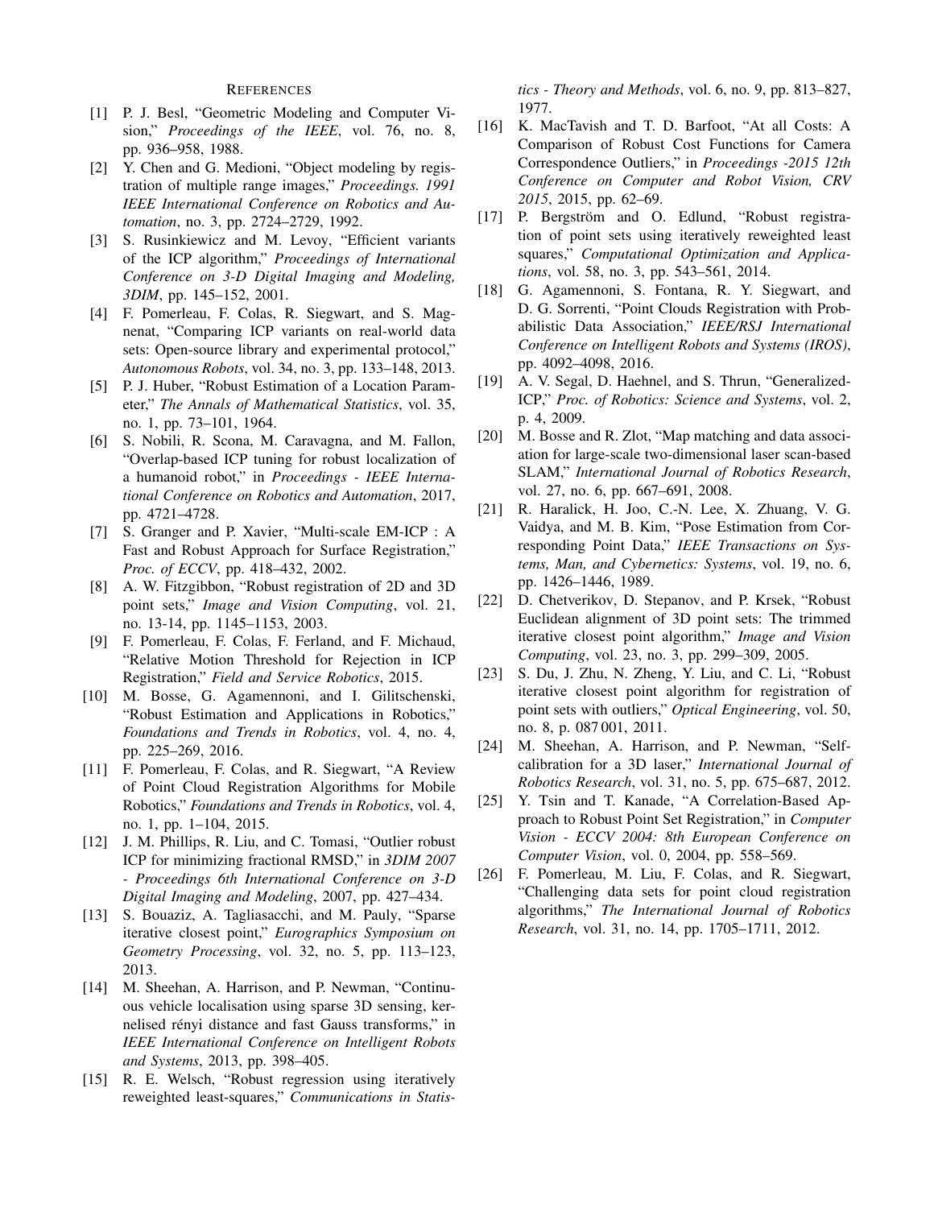## References

[1] P. J. Besl, "Geometric Modeling and Computer Vision," *Proceedings of the IEEE*, vol. 76, no. 8, pp. 936–958, 1988.

[2] Y. Chen and G. Medioni, "Object modeling by registration of multiple range images," *Proceedings. 1991 IEEE International Conference on Robotics and Automation*, no. 3, pp. 2724–2729, 1992.

[3] S. Rusinkiewicz and M. Levoy, "Efficient variants of the ICP algorithm," *Proceedings of International Conference on 3-D Digital Imaging and Modeling, 3DIM*, pp. 145–152, 2001.

[4] F. Pomerleau, F. Colas, R. Siegwart, and S. Magnenat, "Comparing ICP variants on real-world data sets: Open-source library and experimental protocol," *Autonomous Robots*, vol. 34, no. 3, pp. 133–148, 2013.

[5] P. J. Huber, "Robust Estimation of a Location Parameter," *The Annals of Mathematical Statistics*, vol. 35, no. 1, pp. 73–101, 1964.

[6] S. Nobili, R. Scona, M. Caravagna, and M. Fallon, "Overlap-based ICP tuning for robust localization of a humanoid robot," in *Proceedings - IEEE International Conference on Robotics and Automation*, 2017, pp. 4721–4728.

[7] S. Granger and P. Xavier, "Multi-scale EM-ICP : A Fast and Robust Approach for Surface Registration," *Proc. of ECCV*, pp. 418–432, 2002.

[8] A. W. Fitzgibbon, "Robust registration of 2D and 3D point sets," *Image and Vision Computing*, vol. 21, no. 13-14, pp. 1145–1153, 2003.

[9] F. Pomerleau, F. Colas, F. Ferland, and F. Michaud, "Relative Motion Threshold for Rejection in ICP Registration," *Field and Service Robotics*, 2015.

[10] M. Bosse, G. Agamennoni, and I. Gilitschenski, "Robust Estimation and Applications in Robotics," *Foundations and Trends in Robotics*, vol. 4, no. 4, pp. 225–269, 2016.

[11] F. Pomerleau, F. Colas, and R. Siegwart, "A Review of Point Cloud Registration Algorithms for Mobile Robotics," *Foundations and Trends in Robotics*, vol. 4, no. 1, pp. 1–104, 2015.

[12] J. M. Phillips, R. Liu, and C. Tomasi, "Outlier robust ICP for minimizing fractional RMSD," in *3DIM 2007 - Proceedings 6th International Conference on 3-D Digital Imaging and Modeling*, 2007, pp. 427–434.

[13] S. Bouaziz, A. Tagliasacchi, and M. Pauly, "Sparse iterative closest point," *Eurographics Symposium on Geometry Processing*, vol. 32, no. 5, pp. 113–123, 2013.

[14] M. Sheehan, A. Harrison, and P. Newman, "Continuous vehicle localisation using sparse 3D sensing, kernelised rényi distance and fast Gauss transforms," in *IEEE International Conference on Intelligent Robots and Systems*, 2013, pp. 398–405.

[15] R. E. Welsch, "Robust regression using iteratively reweighted least-squares," *Communications in Statistics - Theory and Methods*, vol. 6, no. 9, pp. 813–827, 1977.

[16] K. MacTavish and T. D. Barfoot, "At all Costs: A Comparison of Robust Cost Functions for Camera Correspondence Outliers," in *Proceedings -2015 12th Conference on Computer and Robot Vision, CRV 2015*, 2015, pp. 62–69.

[17] P. Bergström and O. Edlund, "Robust registration of point sets using iteratively reweighted least squares," *Computational Optimization and Applications*, vol. 58, no. 3, pp. 543–561, 2014.

[18] G. Agamennoni, S. Fontana, R. Y. Siegwart, and D. G. Sorrenti, "Point Clouds Registration with Probabilistic Data Association," *IEEE/RSJ International Conference on Intelligent Robots and Systems (IROS)*, pp. 4092–4098, 2016.

[19] A. V. Segal, D. Haehnel, and S. Thrun, "Generalized-ICP," *Proc. of Robotics: Science and Systems*, vol. 2, p. 4, 2009.

[20] M. Bosse and R. Zlot, "Map matching and data association for large-scale two-dimensional laser scan-based SLAM," *International Journal of Robotics Research*, vol. 27, no. 6, pp. 667–691, 2008.

[21] R. Haralick, H. Joo, C.-N. Lee, X. Zhuang, V. G. Vaidya, and M. B. Kim, "Pose Estimation from Corresponding Point Data," *IEEE Transactions on Systems, Man, and Cybernetics: Systems*, vol. 19, no. 6, pp. 1426–1446, 1989.

[22] D. Chetverikov, D. Stepanov, and P. Krsek, "Robust Euclidean alignment of 3D point sets: The trimmed iterative closest point algorithm," *Image and Vision Computing*, vol. 23, no. 3, pp. 299–309, 2005.

[23] S. Du, J. Zhu, N. Zheng, Y. Liu, and C. Li, "Robust iterative closest point algorithm for registration of point sets with outliers," *Optical Engineering*, vol. 50, no. 8, p. 087 001, 2011.

[24] M. Sheehan, A. Harrison, and P. Newman, "Self-calibration for a 3D laser," *International Journal of Robotics Research*, vol. 31, no. 5, pp. 675–687, 2012.

[25] Y. Tsin and T. Kanade, "A Correlation-Based Approach to Robust Point Set Registration," in *Computer Vision - ECCV 2004: 8th European Conference on Computer Vision*, vol. 0, 2004, pp. 558–569.

[26] F. Pomerleau, M. Liu, F. Colas, and R. Siegwart, "Challenging data sets for point cloud registration algorithms," *The International Journal of Robotics Research*, vol. 31, no. 14, pp. 1705–1711, 2012.